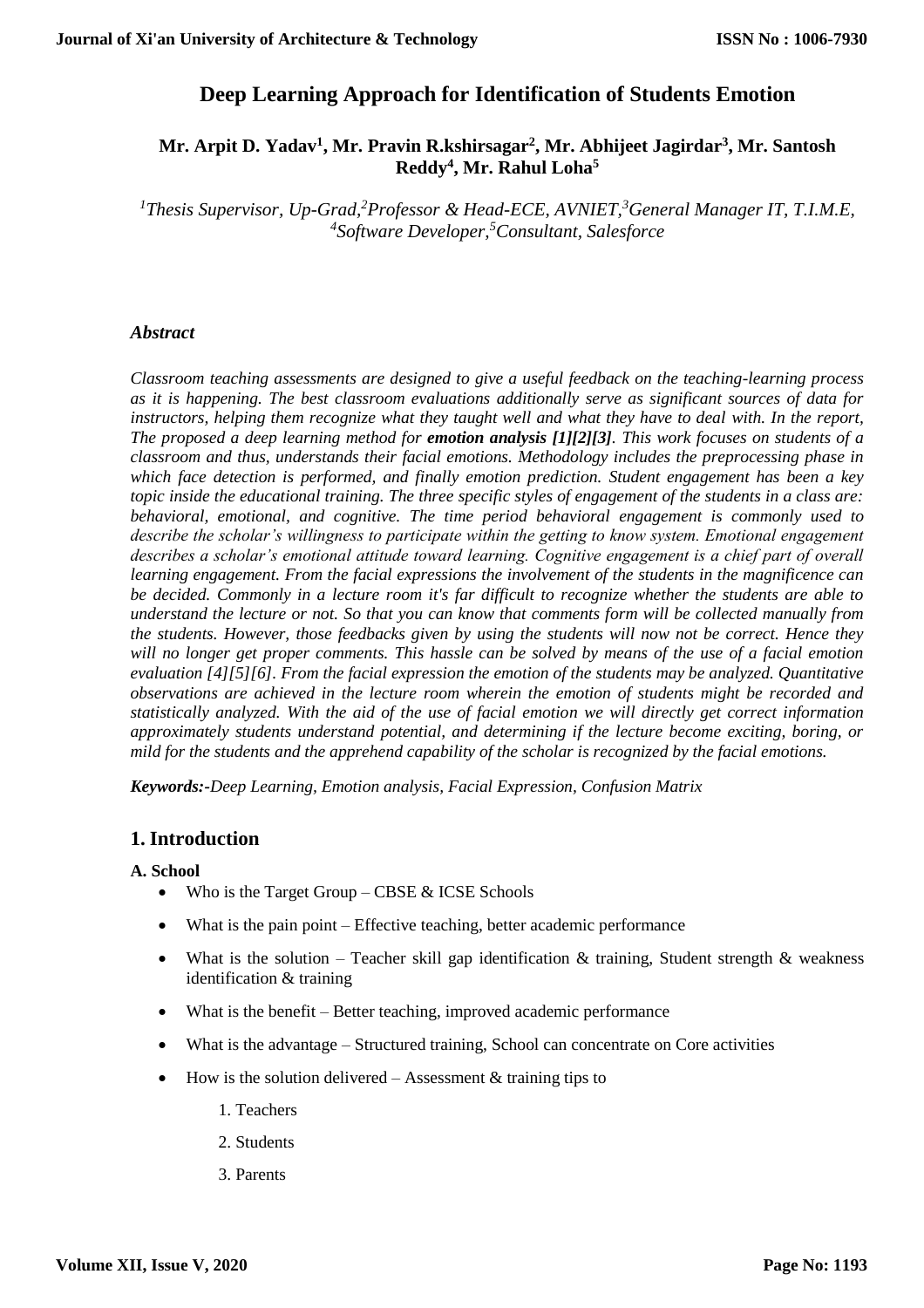# Deep Learning Approach for Identification of Students Emotion

**Mr. Arpit D. Yadav[1], Mr. Pravin R.kshirsagar[2], Mr. Abhijeet Jagirdar[3], Mr. Santosh Reddy[4], Mr. Rahul Loha[5]**

*[1]Thesis Supervisor, Up-Grad,[2]Professor & Head-ECE, AVNIET,[3]General Manager IT, T.I.M.E, [4]Software Developer,[5]Consultant, Salesforce*

### *Abstract*

*Classroom teaching assessments are designed to give a useful feedback on the teaching-learning process as it is happening. The best classroom evaluations additionally serve as significant sources of data for instructors, helping them recognize what they taught well and what they have to deal with. In the report, The proposed a deep learning method for **emotion analysis [1][2][3]**. This work focuses on students of a classroom and thus, understands their facial emotions. Methodology includes the preprocessing phase in which face detection is performed, and finally emotion prediction. Student engagement has been a key topic inside the educational training. The three specific styles of engagement of the students in a class are: behavioral, emotional, and cognitive. The time period behavioral engagement is commonly used to describe the scholar's willingness to participate within the getting to know system. Emotional engagement describes a scholar's emotional attitude toward learning. Cognitive engagement is a chief part of overall learning engagement. From the facial expressions the involvement of the students in the magnificence can be decided. Commonly in a lecture room it's far difficult to recognize whether the students are able to understand the lecture or not. So that you can know that comments form will be collected manually from the students. However, those feedbacks given by using the students will now not be correct. Hence they will no longer get proper comments. This hassle can be solved by means of the use of a facial emotion evaluation [4][5][6]. From the facial expression the emotion of the students may be analyzed. Quantitative observations are achieved in the lecture room wherein the emotion of students might be recorded and statistically analyzed. With the aid of the use of facial emotion we will directly get correct information approximately students understand potential, and determining if the lecture become exciting, boring, or mild for the students and the apprehend capability of the scholar is recognized by the facial emotions.*

***Keywords:-****Deep Learning, Emotion analysis, Facial Expression, Confusion Matrix*

## 1. Introduction

**A. School**

- Who is the Target Group – CBSE & ICSE Schools
- What is the pain point – Effective teaching, better academic performance
- What is the solution – Teacher skill gap identification & training, Student strength & weakness identification & training
- What is the benefit – Better teaching, improved academic performance
- What is the advantage – Structured training, School can concentrate on Core activities
- How is the solution delivered – Assessment & training tips to
    1. Teachers
    2. Students
    3. Parents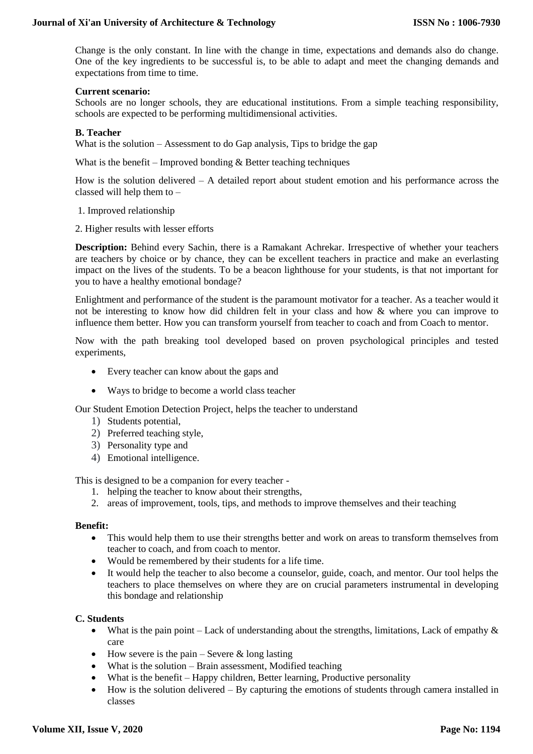Change is the only constant. In line with the change in time, expectations and demands also do change. One of the key ingredients to be successful is, to be able to adapt and meet the changing demands and expectations from time to time.

**Current scenario:**

Schools are no longer schools, they are educational institutions. From a simple teaching responsibility, schools are expected to be performing multidimensional activities.

**B. Teacher**

What is the solution – Assessment to do Gap analysis, Tips to bridge the gap

What is the benefit – Improved bonding & Better teaching techniques

How is the solution delivered – A detailed report about student emotion and his performance across the classed will help them to –

1. Improved relationship
2. Higher results with lesser efforts

**Description:** Behind every Sachin, there is a Ramakant Achrekar. Irrespective of whether your teachers are teachers by choice or by chance, they can be excellent teachers in practice and make an everlasting impact on the lives of the students. To be a beacon lighthouse for your students, is that not important for you to have a healthy emotional bondage?

Enlightment and performance of the student is the paramount motivator for a teacher. As a teacher would it not be interesting to know how did children felt in your class and how & where you can improve to influence them better. How you can transform yourself from teacher to coach and from Coach to mentor.

Now with the path breaking tool developed based on proven psychological principles and tested experiments,

- Every teacher can know about the gaps and
- Ways to bridge to become a world class teacher

Our Student Emotion Detection Project, helps the teacher to understand

1) Students potential,
2) Preferred teaching style,
3) Personality type and
4) Emotional intelligence.

This is designed to be a companion for every teacher -

1. helping the teacher to know about their strengths,
2. areas of improvement, tools, tips, and methods to improve themselves and their teaching

**Benefit:**

- This would help them to use their strengths better and work on areas to transform themselves from teacher to coach, and from coach to mentor.
- Would be remembered by their students for a life time.
- It would help the teacher to also become a counselor, guide, coach, and mentor. Our tool helps the teachers to place themselves on where they are on crucial parameters instrumental in developing this bondage and relationship

**C. Students**

- What is the pain point – Lack of understanding about the strengths, limitations, Lack of empathy & care
- How severe is the pain – Severe & long lasting
- What is the solution – Brain assessment, Modified teaching
- What is the benefit – Happy children, Better learning, Productive personality
- How is the solution delivered – By capturing the emotions of students through camera installed in classes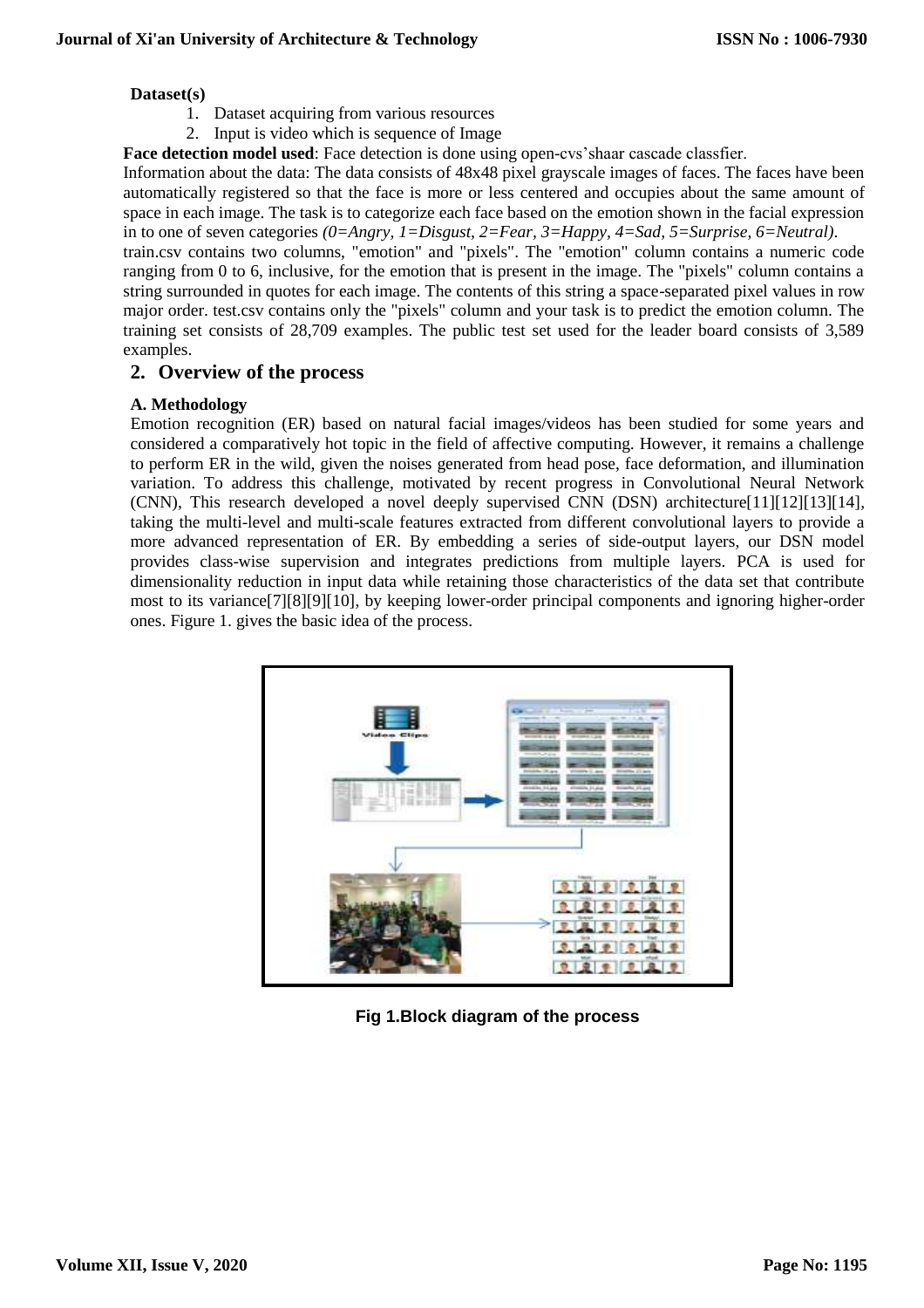**Dataset(s)**

1. Dataset acquiring from various resources
2. Input is video which is sequence of Image

**Face detection model used**: Face detection is done using open-cvs'shaar cascade classfier.

Information about the data: The data consists of 48x48 pixel grayscale images of faces. The faces have been automatically registered so that the face is more or less centered and occupies about the same amount of space in each image. The task is to categorize each face based on the emotion shown in the facial expression in to one of seven categories *(0=Angry, 1=Disgust, 2=Fear, 3=Happy, 4=Sad, 5=Surprise, 6=Neutral).*

train.csv contains two columns, "emotion" and "pixels". The "emotion" column contains a numeric code ranging from 0 to 6, inclusive, for the emotion that is present in the image. The "pixels" column contains a string surrounded in quotes for each image. The contents of this string a space-separated pixel values in row major order. test.csv contains only the "pixels" column and your task is to predict the emotion column. The training set consists of 28,709 examples. The public test set used for the leader board consists of 3,589 examples.

## 2. Overview of the process

### A. Methodology

Emotion recognition (ER) based on natural facial images/videos has been studied for some years and considered a comparatively hot topic in the field of affective computing. However, it remains a challenge to perform ER in the wild, given the noises generated from head pose, face deformation, and illumination variation. To address this challenge, motivated by recent progress in Convolutional Neural Network (CNN), This research developed a novel deeply supervised CNN (DSN) architecture[11][12][13][14], taking the multi-level and multi-scale features extracted from different convolutional layers to provide a more advanced representation of ER. By embedding a series of side-output layers, our DSN model provides class-wise supervision and integrates predictions from multiple layers. PCA is used for dimensionality reduction in input data while retaining those characteristics of the data set that contribute most to its variance[7][8][9][10], by keeping lower-order principal components and ignoring higher-order ones. Figure 1. gives the basic idea of the process.

**Fig 1.Block diagram of the process**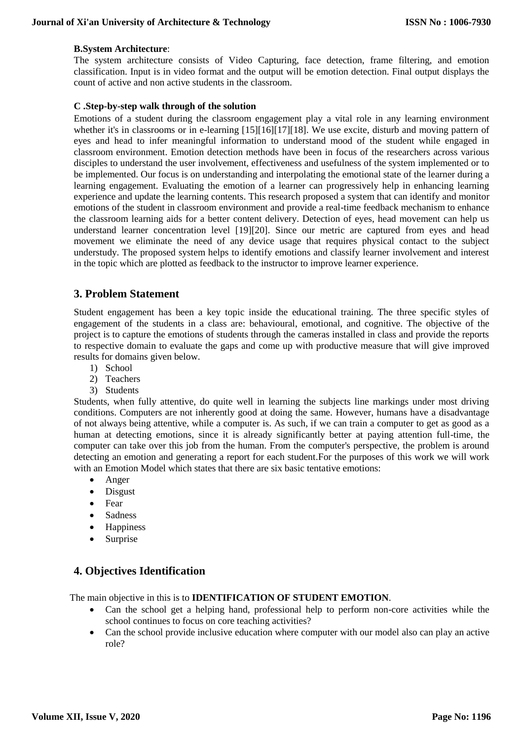**B.System Architecture**:

The system architecture consists of Video Capturing, face detection, frame filtering, and emotion classification. Input is in video format and the output will be emotion detection. Final output displays the count of active and non active students in the classroom.

**C .Step-by-step walk through of the solution**

Emotions of a student during the classroom engagement play a vital role in any learning environment whether it's in classrooms or in e-learning [15][16][17][18]. We use excite, disturb and moving pattern of eyes and head to infer meaningful information to understand mood of the student while engaged in classroom environment. Emotion detection methods have been in focus of the researchers across various disciples to understand the user involvement, effectiveness and usefulness of the system implemented or to be implemented. Our focus is on understanding and interpolating the emotional state of the learner during a learning engagement. Evaluating the emotion of a learner can progressively help in enhancing learning experience and update the learning contents. This research proposed a system that can identify and monitor emotions of the student in classroom environment and provide a real-time feedback mechanism to enhance the classroom learning aids for a better content delivery. Detection of eyes, head movement can help us understand learner concentration level [19][20]. Since our metric are captured from eyes and head movement we eliminate the need of any device usage that requires physical contact to the subject understudy. The proposed system helps to identify emotions and classify learner involvement and interest in the topic which are plotted as feedback to the instructor to improve learner experience.

## 3. Problem Statement

Student engagement has been a key topic inside the educational training. The three specific styles of engagement of the students in a class are: behavioural, emotional, and cognitive. The objective of the project is to capture the emotions of students through the cameras installed in class and provide the reports to respective domain to evaluate the gaps and come up with productive measure that will give improved results for domains given below.

1) School
2) Teachers
3) Students

Students, when fully attentive, do quite well in learning the subjects line markings under most driving conditions. Computers are not inherently good at doing the same. However, humans have a disadvantage of not always being attentive, while a computer is. As such, if we can train a computer to get as good as a human at detecting emotions, since it is already significantly better at paying attention full-time, the computer can take over this job from the human. From the computer's perspective, the problem is around detecting an emotion and generating a report for each student.For the purposes of this work we will work with an Emotion Model which states that there are six basic tentative emotions:

- Anger
- Disgust
- Fear
- Sadness
- Happiness
- Surprise

## 4. Objectives Identification

The main objective in this is to **IDENTIFICATION OF STUDENT EMOTION**.

- Can the school get a helping hand, professional help to perform non-core activities while the school continues to focus on core teaching activities?
- Can the school provide inclusive education where computer with our model also can play an active role?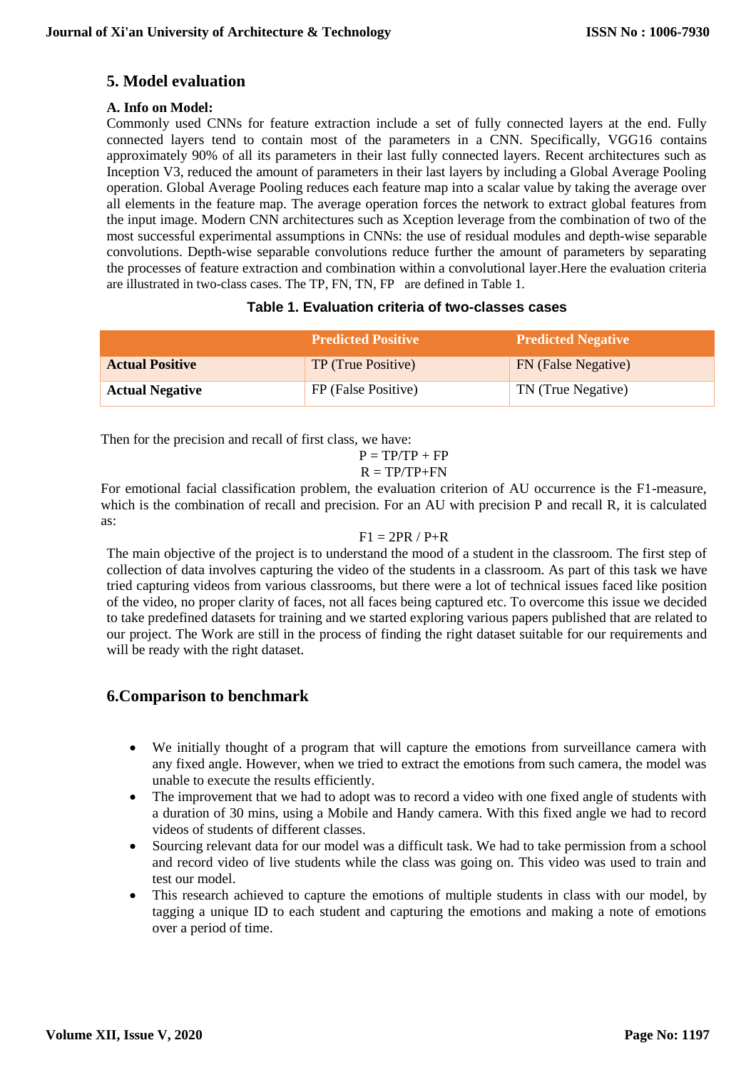## 5. Model evaluation

**A. Info on Model:**

Commonly used CNNs for feature extraction include a set of fully connected layers at the end. Fully connected layers tend to contain most of the parameters in a CNN. Specifically, VGG16 contains approximately 90% of all its parameters in their last fully connected layers. Recent architectures such as Inception V3, reduced the amount of parameters in their last layers by including a Global Average Pooling operation. Global Average Pooling reduces each feature map into a scalar value by taking the average over all elements in the feature map. The average operation forces the network to extract global features from the input image. Modern CNN architectures such as Xception leverage from the combination of two of the most successful experimental assumptions in CNNs: the use of residual modules and depth-wise separable convolutions. Depth-wise separable convolutions reduce further the amount of parameters by separating the processes of feature extraction and combination within a convolutional layer.Here the evaluation criteria are illustrated in two-class cases. The TP, FN, TN, FP are defined in Table 1.

**Table 1. Evaluation criteria of two-classes cases**

| | Predicted Positive | Predicted Negative |
|---|---|---|
| **Actual Positive** | TP (True Positive) | FN (False Negative) |
| **Actual Negative** | FP (False Positive) | TN (True Negative) |

Then for the precision and recall of first class, we have:

$$P = TP/TP + FP$$

$$R = TP/TP+FN$$

For emotional facial classification problem, the evaluation criterion of AU occurrence is the F1-measure, which is the combination of recall and precision. For an AU with precision P and recall R, it is calculated as:

$$F1 = 2PR / P+R$$

The main objective of the project is to understand the mood of a student in the classroom. The first step of collection of data involves capturing the video of the students in a classroom. As part of this task we have tried capturing videos from various classrooms, but there were a lot of technical issues faced like position of the video, no proper clarity of faces, not all faces being captured etc. To overcome this issue we decided to take predefined datasets for training and we started exploring various papers published that are related to our project. The Work are still in the process of finding the right dataset suitable for our requirements and will be ready with the right dataset.

## 6.Comparison to benchmark

- We initially thought of a program that will capture the emotions from surveillance camera with any fixed angle. However, when we tried to extract the emotions from such camera, the model was unable to execute the results efficiently.
- The improvement that we had to adopt was to record a video with one fixed angle of students with a duration of 30 mins, using a Mobile and Handy camera. With this fixed angle we had to record videos of students of different classes.
- Sourcing relevant data for our model was a difficult task. We had to take permission from a school and record video of live students while the class was going on. This video was used to train and test our model.
- This research achieved to capture the emotions of multiple students in class with our model, by tagging a unique ID to each student and capturing the emotions and making a note of emotions over a period of time.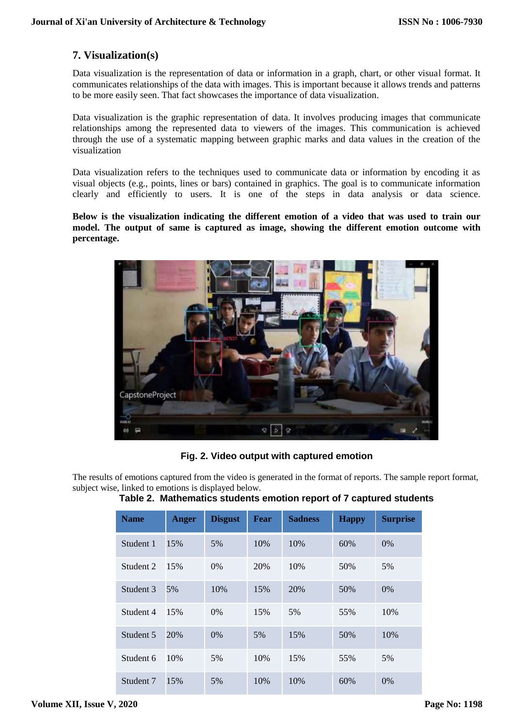## 7. Visualization(s)

Data visualization is the representation of data or information in a graph, chart, or other visual format. It communicates relationships of the data with images. This is important because it allows trends and patterns to be more easily seen. That fact showcases the importance of data visualization.

Data visualization is the graphic representation of data. It involves producing images that communicate relationships among the represented data to viewers of the images. This communication is achieved through the use of a systematic mapping between graphic marks and data values in the creation of the visualization

Data visualization refers to the techniques used to communicate data or information by encoding it as visual objects (e.g., points, lines or bars) contained in graphics. The goal is to communicate information clearly and efficiently to users. It is one of the steps in data analysis or data science.

**Below is the visualization indicating the different emotion of a video that was used to train our model. The output of same is captured as image, showing the different emotion outcome with percentage.**

**Fig. 2. Video output with captured emotion**

The results of emotions captured from the video is generated in the format of reports. The sample report format, subject wise, linked to emotions is displayed below.

**Table 2. Mathematics students emotion report of 7 captured students**

| Name | Anger | Disgust | Fear | Sadness | Happy | Surprise |
|---|---|---|---|---|---|---|
| Student 1 | 15% | 5% | 10% | 10% | 60% | 0% |
| Student 2 | 15% | 0% | 20% | 10% | 50% | 5% |
| Student 3 | 5% | 10% | 15% | 20% | 50% | 0% |
| Student 4 | 15% | 0% | 15% | 5% | 55% | 10% |
| Student 5 | 20% | 0% | 5% | 15% | 50% | 10% |
| Student 6 | 10% | 5% | 10% | 15% | 55% | 5% |
| Student 7 | 15% | 5% | 10% | 10% | 60% | 0% |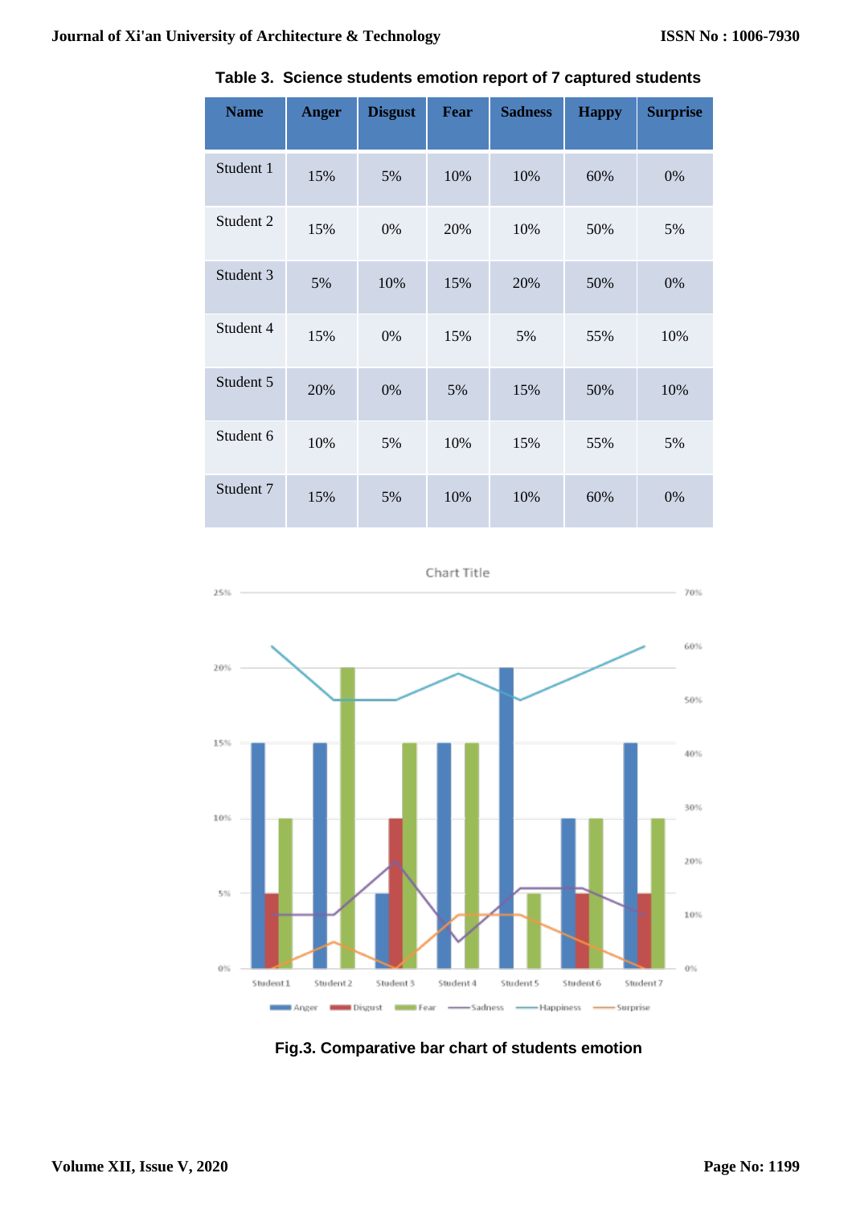**Table 3. Science students emotion report of 7 captured students**

| Name | Anger | Disgust | Fear | Sadness | Happy | Surprise |
|---|---|---|---|---|---|---|
| Student 1 | 15% | 5% | 10% | 10% | 60% | 0% |
| Student 2 | 15% | 0% | 20% | 10% | 50% | 5% |
| Student 3 | 5% | 10% | 15% | 20% | 50% | 0% |
| Student 4 | 15% | 0% | 15% | 5% | 55% | 10% |
| Student 5 | 20% | 0% | 5% | 15% | 50% | 10% |
| Student 6 | 10% | 5% | 10% | 15% | 55% | 5% |
| Student 7 | 15% | 5% | 10% | 10% | 60% | 0% |

**Fig.3. Comparative bar chart of students emotion**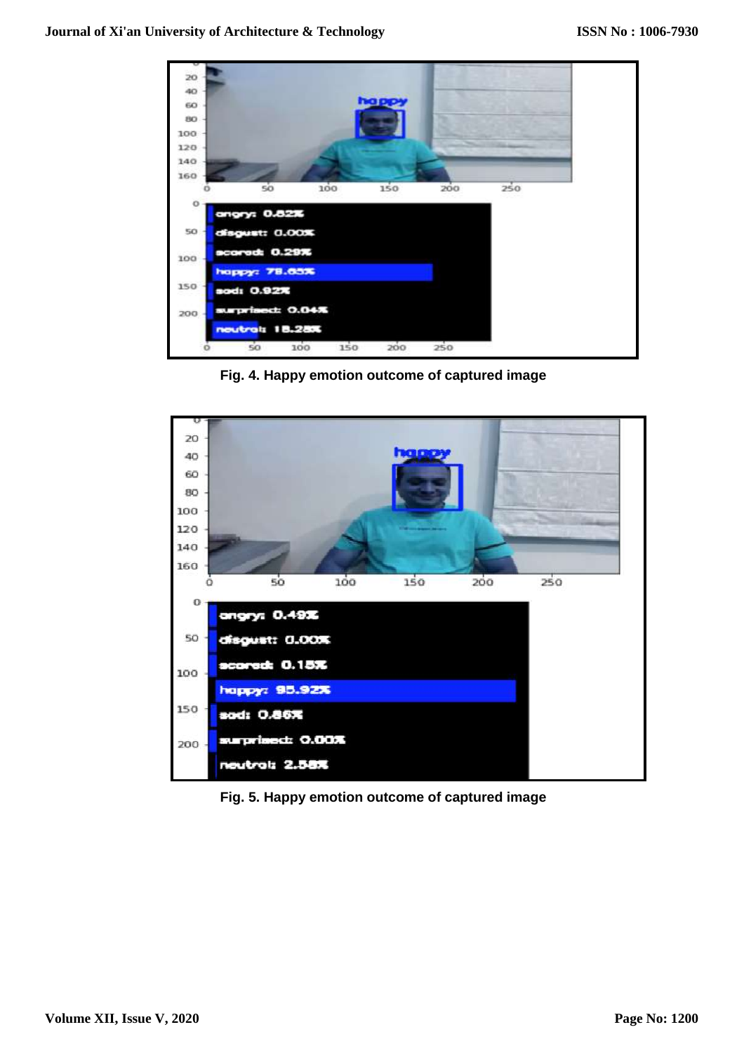Fig. 4. Happy emotion outcome of captured image

Fig. 5. Happy emotion outcome of captured image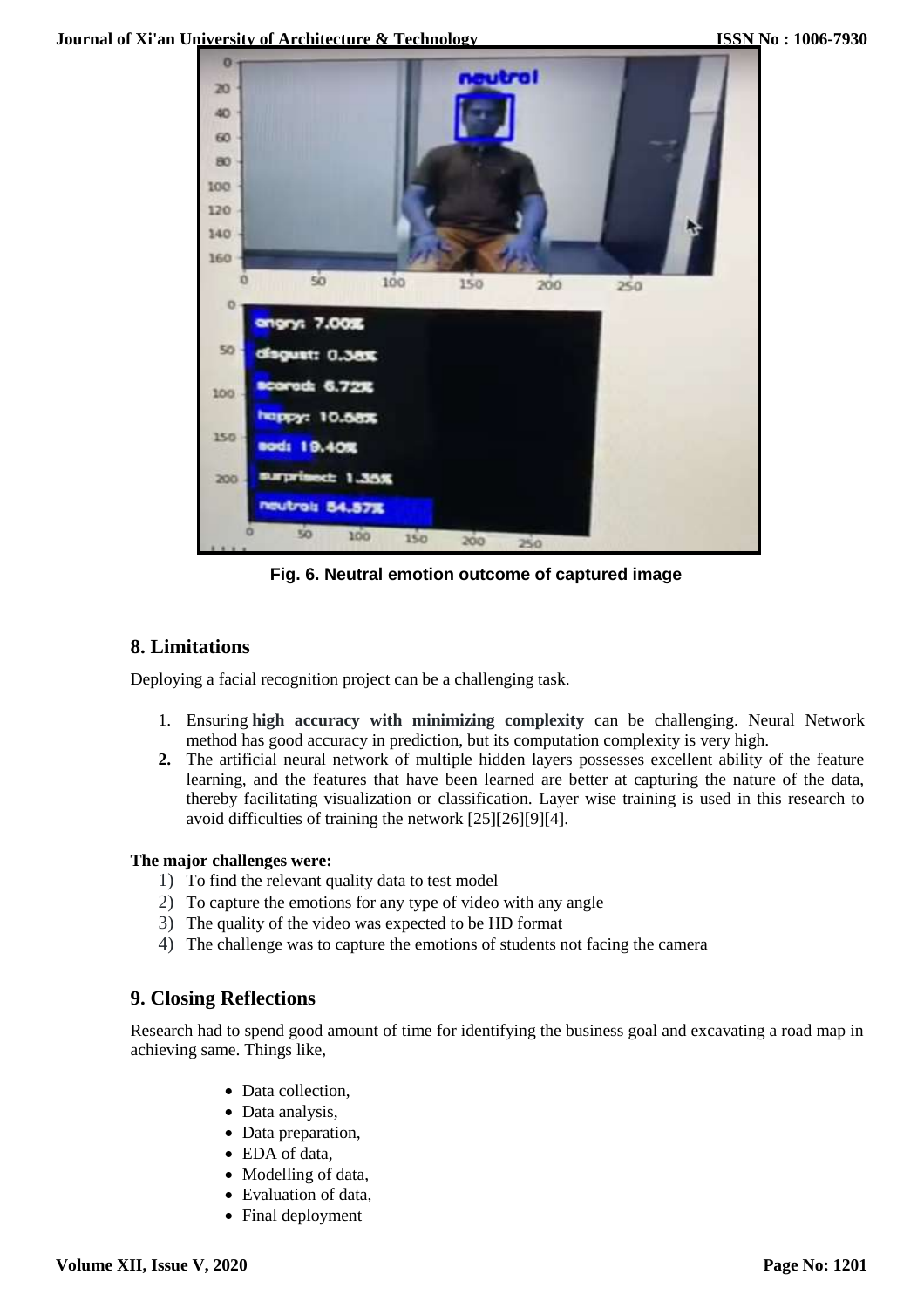Fig. 6. Neutral emotion outcome of captured image

## 8. Limitations

Deploying a facial recognition project can be a challenging task.

1. Ensuring **high accuracy with minimizing complexity** can be challenging. Neural Network method has good accuracy in prediction, but its computation complexity is very high.
2. The artificial neural network of multiple hidden layers possesses excellent ability of the feature learning, and the features that have been learned are better at capturing the nature of the data, thereby facilitating visualization or classification. Layer wise training is used in this research to avoid difficulties of training the network [25][26][9][4].

**The major challenges were:**

1) To find the relevant quality data to test model
2) To capture the emotions for any type of video with any angle
3) The quality of the video was expected to be HD format
4) The challenge was to capture the emotions of students not facing the camera

## 9. Closing Reflections

Research had to spend good amount of time for identifying the business goal and excavating a road map in achieving same. Things like,

- Data collection,
- Data analysis,
- Data preparation,
- EDA of data,
- Modelling of data,
- Evaluation of data,
- Final deployment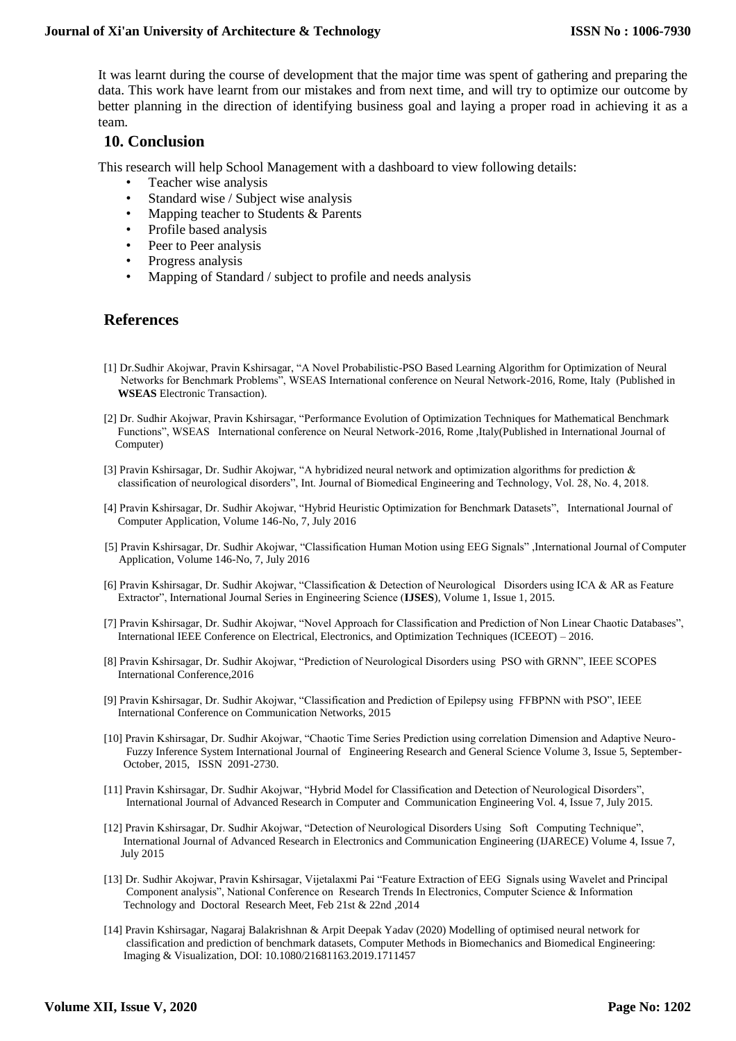It was learnt during the course of development that the major time was spent of gathering and preparing the data. This work have learnt from our mistakes and from next time, and will try to optimize our outcome by better planning in the direction of identifying business goal and laying a proper road in achieving it as a team.

## 10. Conclusion

This research will help School Management with a dashboard to view following details:

- Teacher wise analysis
- Standard wise / Subject wise analysis
- Mapping teacher to Students & Parents
- Profile based analysis
- Peer to Peer analysis
- Progress analysis
- Mapping of Standard / subject to profile and needs analysis

## References

[1] Dr.Sudhir Akojwar, Pravin Kshirsagar, "A Novel Probabilistic-PSO Based Learning Algorithm for Optimization of Neural Networks for Benchmark Problems", WSEAS International conference on Neural Network-2016, Rome, Italy (Published in **WSEAS** Electronic Transaction).

[2] Dr. Sudhir Akojwar, Pravin Kshirsagar, "Performance Evolution of Optimization Techniques for Mathematical Benchmark Functions", WSEAS International conference on Neural Network-2016, Rome ,Italy(Published in International Journal of Computer)

[3] Pravin Kshirsagar, Dr. Sudhir Akojwar, "A hybridized neural network and optimization algorithms for prediction & classification of neurological disorders", Int. Journal of Biomedical Engineering and Technology, Vol. 28, No. 4, 2018.

[4] Pravin Kshirsagar, Dr. Sudhir Akojwar, "Hybrid Heuristic Optimization for Benchmark Datasets", International Journal of Computer Application, Volume 146-No, 7, July 2016

[5] Pravin Kshirsagar, Dr. Sudhir Akojwar, "Classification Human Motion using EEG Signals" ,International Journal of Computer Application, Volume 146-No, 7, July 2016

[6] Pravin Kshirsagar, Dr. Sudhir Akojwar, "Classification & Detection of Neurological Disorders using ICA & AR as Feature Extractor", International Journal Series in Engineering Science (**IJSES**), Volume 1, Issue 1, 2015.

[7] Pravin Kshirsagar, Dr. Sudhir Akojwar, "Novel Approach for Classification and Prediction of Non Linear Chaotic Databases", International IEEE Conference on Electrical, Electronics, and Optimization Techniques (ICEEOT) – 2016.

[8] Pravin Kshirsagar, Dr. Sudhir Akojwar, "Prediction of Neurological Disorders using PSO with GRNN", IEEE SCOPES International Conference,2016

[9] Pravin Kshirsagar, Dr. Sudhir Akojwar, "Classification and Prediction of Epilepsy using FFBPNN with PSO", IEEE International Conference on Communication Networks, 2015

[10] Pravin Kshirsagar, Dr. Sudhir Akojwar, "Chaotic Time Series Prediction using correlation Dimension and Adaptive Neuro-Fuzzy Inference System International Journal of Engineering Research and General Science Volume 3, Issue 5, September-October, 2015, ISSN 2091-2730.

[11] Pravin Kshirsagar, Dr. Sudhir Akojwar, "Hybrid Model for Classification and Detection of Neurological Disorders", International Journal of Advanced Research in Computer and Communication Engineering Vol. 4, Issue 7, July 2015.

[12] Pravin Kshirsagar, Dr. Sudhir Akojwar, "Detection of Neurological Disorders Using Soft Computing Technique", International Journal of Advanced Research in Electronics and Communication Engineering (IJARECE) Volume 4, Issue 7, July 2015

[13] Dr. Sudhir Akojwar, Pravin Kshirsagar, Vijetalaxmi Pai "Feature Extraction of EEG Signals using Wavelet and Principal Component analysis", National Conference on Research Trends In Electronics, Computer Science & Information Technology and Doctoral Research Meet, Feb 21st & 22nd ,2014

[14] Pravin Kshirsagar, Nagaraj Balakrishnan & Arpit Deepak Yadav (2020) Modelling of optimised neural network for classification and prediction of benchmark datasets, Computer Methods in Biomechanics and Biomedical Engineering: Imaging & Visualization, DOI: 10.1080/21681163.2019.1711457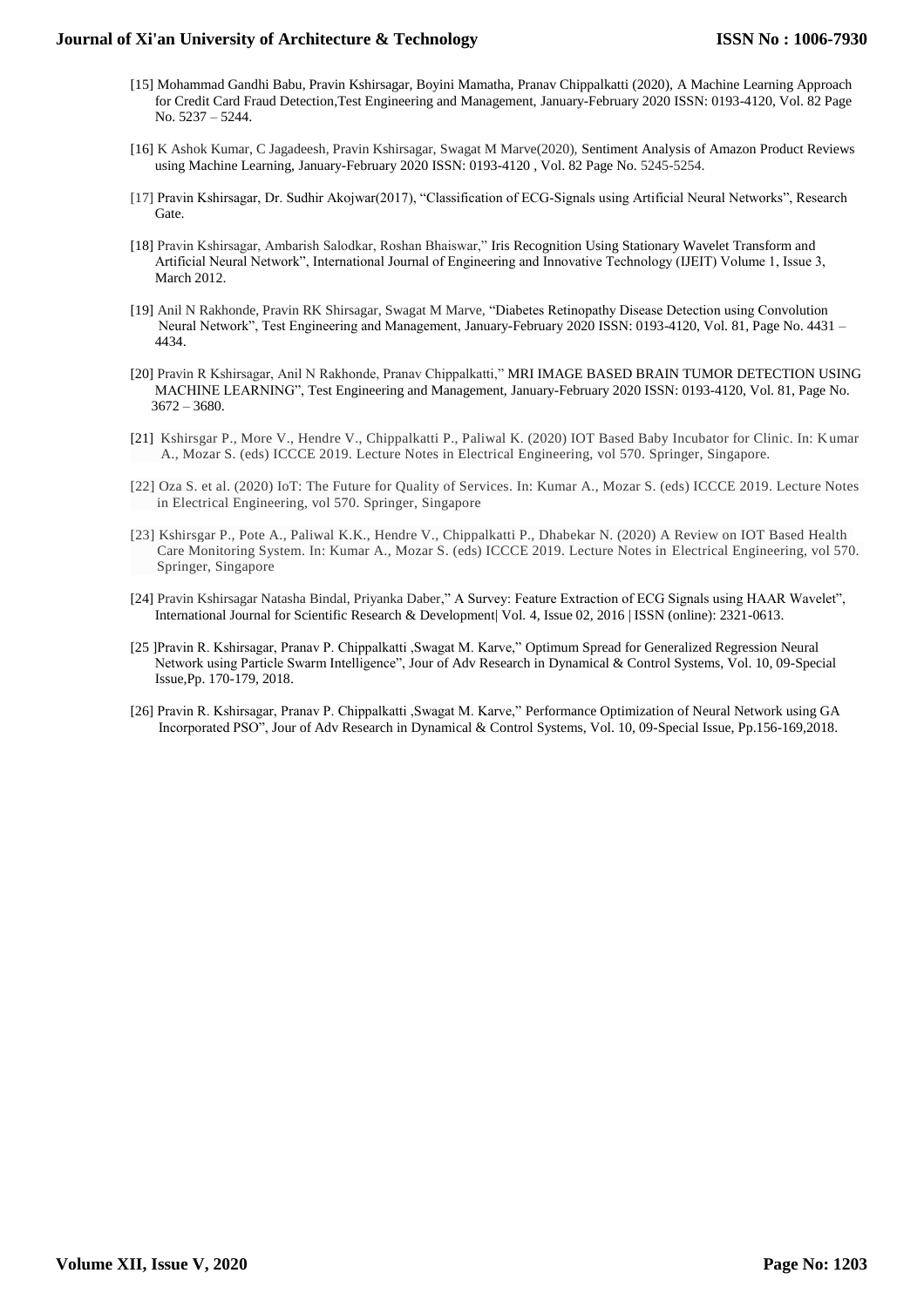[15] Mohammad Gandhi Babu, Pravin Kshirsagar, Boyini Mamatha, Pranav Chippalkatti (2020), A Machine Learning Approach for Credit Card Fraud Detection,Test Engineering and Management, January-February 2020 ISSN: 0193-4120, Vol. 82 Page No. 5237 – 5244.

[16] K Ashok Kumar, C Jagadeesh, Pravin Kshirsagar, Swagat M Marve(2020), Sentiment Analysis of Amazon Product Reviews using Machine Learning, January-February 2020 ISSN: 0193-4120 , Vol. 82 Page No. 5245-5254.

[17] Pravin Kshirsagar, Dr. Sudhir Akojwar(2017), "Classification of ECG-Signals using Artificial Neural Networks", Research Gate.

[18] Pravin Kshirsagar, Ambarish Salodkar, Roshan Bhaiswar," Iris Recognition Using Stationary Wavelet Transform and Artificial Neural Network", International Journal of Engineering and Innovative Technology (IJEIT) Volume 1, Issue 3, March 2012.

[19] Anil N Rakhonde, Pravin RK Shirsagar, Swagat M Marve, "Diabetes Retinopathy Disease Detection using Convolution Neural Network", Test Engineering and Management, January-February 2020 ISSN: 0193-4120, Vol. 81, Page No. 4431 – 4434.

[20] Pravin R Kshirsagar, Anil N Rakhonde, Pranav Chippalkatti," MRI IMAGE BASED BRAIN TUMOR DETECTION USING MACHINE LEARNING", Test Engineering and Management, January-February 2020 ISSN: 0193-4120, Vol. 81, Page No. 3672 – 3680.

[21] Kshirsgar P., More V., Hendre V., Chippalkatti P., Paliwal K. (2020) IOT Based Baby Incubator for Clinic. In: Kumar A., Mozar S. (eds) ICCCE 2019. Lecture Notes in Electrical Engineering, vol 570. Springer, Singapore.

[22] Oza S. et al. (2020) IoT: The Future for Quality of Services. In: Kumar A., Mozar S. (eds) ICCCE 2019. Lecture Notes in Electrical Engineering, vol 570. Springer, Singapore

[23] Kshirsgar P., Pote A., Paliwal K.K., Hendre V., Chippalkatti P., Dhabekar N. (2020) A Review on IOT Based Health Care Monitoring System. In: Kumar A., Mozar S. (eds) ICCCE 2019. Lecture Notes in Electrical Engineering, vol 570. Springer, Singapore

[24] Pravin Kshirsagar Natasha Bindal, Priyanka Daber," A Survey: Feature Extraction of ECG Signals using HAAR Wavelet", International Journal for Scientific Research & Development| Vol. 4, Issue 02, 2016 | ISSN (online): 2321-0613.

[25 ]Pravin R. Kshirsagar, Pranav P. Chippalkatti ,Swagat M. Karve," Optimum Spread for Generalized Regression Neural Network using Particle Swarm Intelligence", Jour of Adv Research in Dynamical & Control Systems, Vol. 10, 09-Special Issue,Pp. 170-179, 2018.

[26] Pravin R. Kshirsagar, Pranav P. Chippalkatti ,Swagat M. Karve," Performance Optimization of Neural Network using GA Incorporated PSO", Jour of Adv Research in Dynamical & Control Systems, Vol. 10, 09-Special Issue, Pp.156-169,2018.